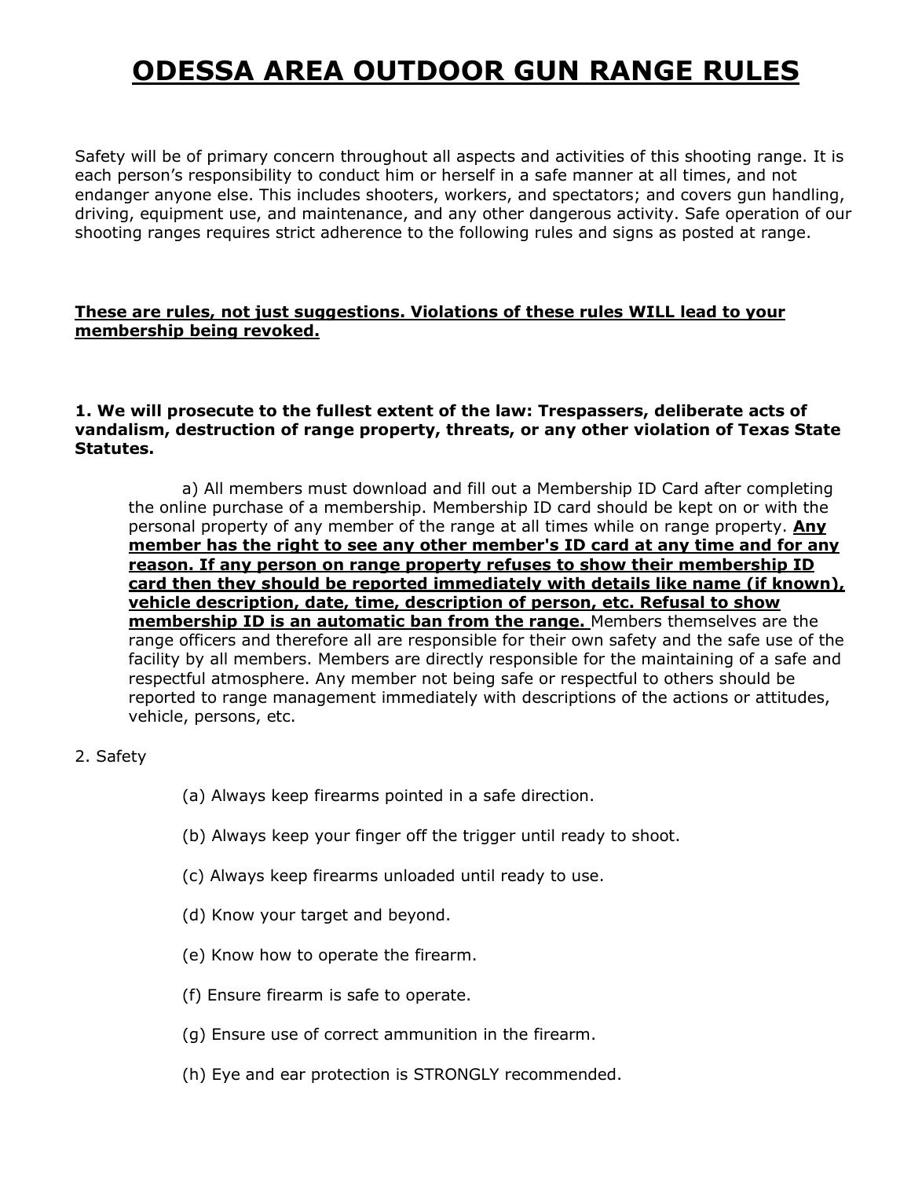# ODESSA AREA OUTDOOR GUN RANGE RULES

Safety will be of primary concern throughout all aspects and activities of this shooting range. It is each person's responsibility to conduct him or herself in a safe manner at all times, and not endanger anyone else. This includes shooters, workers, and spectators; and covers gun handling, driving, equipment use, and maintenance, and any other dangerous activity. Safe operation of our shooting ranges requires strict adherence to the following rules and signs as posted at range.

**These are rules, not just suggestions. Violations of these rules WILL lead to your membership being revoked.**

**1. We will prosecute to the fullest extent of the law: Trespassers, deliberate acts of vandalism, destruction of range property, threats, or any other violation of Texas State Statutes.**

a) All members must download and fill out a Membership ID Card after completing the online purchase of a membership. Membership ID card should be kept on or with the personal property of any member of the range at all times while on range property. **Any member has the right to see any other member's ID card at any time and for any reason. If any person on range property refuses to show their membership ID card then they should be reported immediately with details like name (if known), vehicle description, date, time, description of person, etc. Refusal to show membership ID is an automatic ban from the range.** Members themselves are the range officers and therefore all are responsible for their own safety and the safe use of the facility by all members. Members are directly responsible for the maintaining of a safe and respectful atmosphere. Any member not being safe or respectful to others should be reported to range management immediately with descriptions of the actions or attitudes, vehicle, persons, etc.

2. Safety

(a) Always keep firearms pointed in a safe direction.

(b) Always keep your finger off the trigger until ready to shoot.

(c) Always keep firearms unloaded until ready to use.

(d) Know your target and beyond.

(e) Know how to operate the firearm.

(f) Ensure firearm is safe to operate.

(g) Ensure use of correct ammunition in the firearm.

(h) Eye and ear protection is STRONGLY recommended.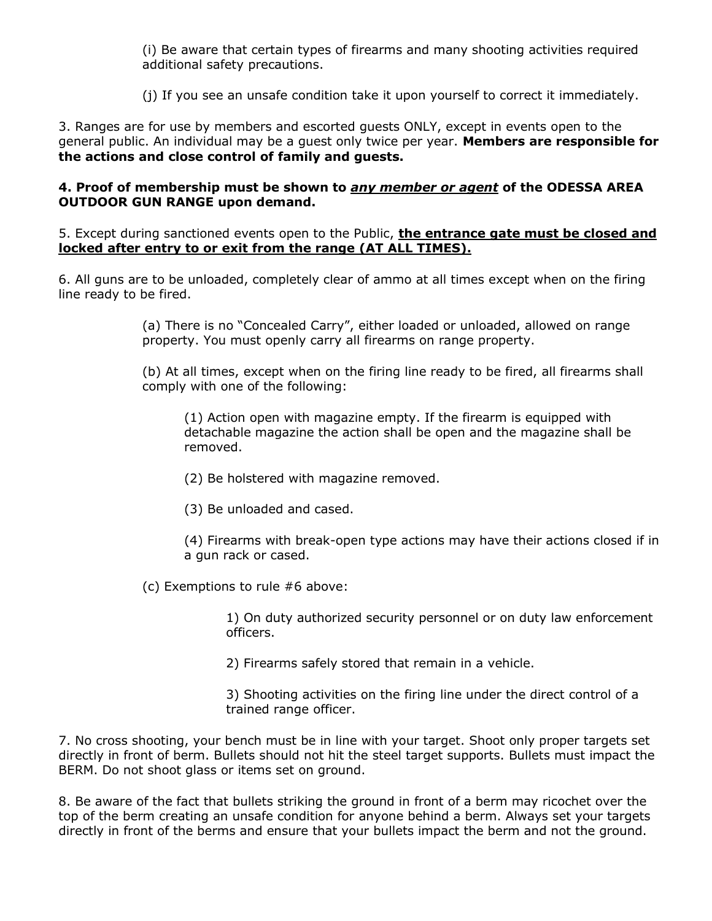(i) Be aware that certain types of firearms and many shooting activities required additional safety precautions.

(j) If you see an unsafe condition take it upon yourself to correct it immediately.

3. Ranges are for use by members and escorted guests ONLY, except in events open to the general public. An individual may be a guest only twice per year. **Members are responsible for the actions and close control of family and guests.**

**4. Proof of membership must be shown to <u>*any member or agent*</u> of the ODESSA AREA OUTDOOR GUN RANGE upon demand.**

5. Except during sanctioned events open to the Public, **<u>the entrance gate must be closed and locked after entry to or exit from the range (AT ALL TIMES).</u>**

6. All guns are to be unloaded, completely clear of ammo at all times except when on the firing line ready to be fired.

(a) There is no "Concealed Carry", either loaded or unloaded, allowed on range property. You must openly carry all firearms on range property.

(b) At all times, except when on the firing line ready to be fired, all firearms shall comply with one of the following:

(1) Action open with magazine empty. If the firearm is equipped with detachable magazine the action shall be open and the magazine shall be removed.

(2) Be holstered with magazine removed.

(3) Be unloaded and cased.

(4) Firearms with break-open type actions may have their actions closed if in a gun rack or cased.

(c) Exemptions to rule #6 above:

1) On duty authorized security personnel or on duty law enforcement officers.

2) Firearms safely stored that remain in a vehicle.

3) Shooting activities on the firing line under the direct control of a trained range officer.

7. No cross shooting, your bench must be in line with your target. Shoot only proper targets set directly in front of berm. Bullets should not hit the steel target supports. Bullets must impact the BERM. Do not shoot glass or items set on ground.

8. Be aware of the fact that bullets striking the ground in front of a berm may ricochet over the top of the berm creating an unsafe condition for anyone behind a berm. Always set your targets directly in front of the berms and ensure that your bullets impact the berm and not the ground.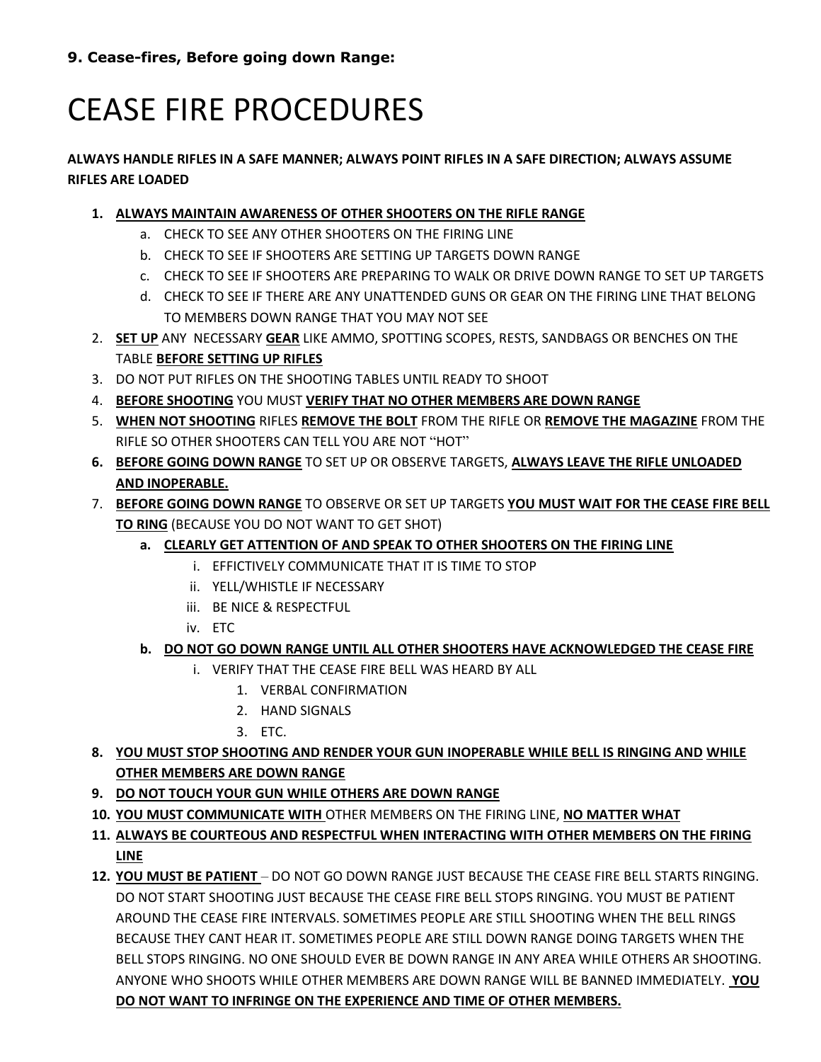**9. Cease-fires, Before going down Range:**

# CEASE FIRE PROCEDURES

**ALWAYS HANDLE RIFLES IN A SAFE MANNER; ALWAYS POINT RIFLES IN A SAFE DIRECTION; ALWAYS ASSUME RIFLES ARE LOADED**

1. **<u>ALWAYS MAINTAIN AWARENESS OF OTHER SHOOTERS ON THE RIFLE RANGE</u>**
    a. CHECK TO SEE ANY OTHER SHOOTERS ON THE FIRING LINE
    b. CHECK TO SEE IF SHOOTERS ARE SETTING UP TARGETS DOWN RANGE
    c. CHECK TO SEE IF SHOOTERS ARE PREPARING TO WALK OR DRIVE DOWN RANGE TO SET UP TARGETS
    d. CHECK TO SEE IF THERE ARE ANY UNATTENDED GUNS OR GEAR ON THE FIRING LINE THAT BELONG TO MEMBERS DOWN RANGE THAT YOU MAY NOT SEE
2. **<u>SET UP</u>** ANY NECESSARY **<u>GEAR</u>** LIKE AMMO, SPOTTING SCOPES, RESTS, SANDBAGS OR BENCHES ON THE TABLE **<u>BEFORE SETTING UP RIFLES</u>**
3. DO NOT PUT RIFLES ON THE SHOOTING TABLES UNTIL READY TO SHOOT
4. **<u>BEFORE SHOOTING</u>** YOU MUST **<u>VERIFY THAT NO OTHER MEMBERS ARE DOWN RANGE</u>**
5. **<u>WHEN NOT SHOOTING</u>** RIFLES **<u>REMOVE THE BOLT</u>** FROM THE RIFLE OR **<u>REMOVE THE MAGAZINE</u>** FROM THE RIFLE SO OTHER SHOOTERS CAN TELL YOU ARE NOT "HOT"
6. **<u>BEFORE GOING DOWN RANGE</u>** TO SET UP OR OBSERVE TARGETS, **<u>ALWAYS LEAVE THE RIFLE UNLOADED AND INOPERABLE.</u>**
7. **<u>BEFORE GOING DOWN RANGE</u>** TO OBSERVE OR SET UP TARGETS **<u>YOU MUST WAIT FOR THE CEASE FIRE BELL TO RING</u>** (BECAUSE YOU DO NOT WANT TO GET SHOT)
    a. **<u>CLEARLY GET ATTENTION OF AND SPEAK TO OTHER SHOOTERS ON THE FIRING LINE</u>**
        i. EFFICTIVELY COMMUNICATE THAT IT IS TIME TO STOP
        ii. YELL/WHISTLE IF NECESSARY
        iii. BE NICE & RESPECTFUL
        iv. ETC
    b. **<u>DO NOT GO DOWN RANGE UNTIL ALL OTHER SHOOTERS HAVE ACKNOWLEDGED THE CEASE FIRE</u>**
        i. VERIFY THAT THE CEASE FIRE BELL WAS HEARD BY ALL
            1. VERBAL CONFIRMATION
            2. HAND SIGNALS
            3. ETC.
8. **<u>YOU MUST STOP SHOOTING AND RENDER YOUR GUN INOPERABLE WHILE BELL IS RINGING AND WHILE OTHER MEMBERS ARE DOWN RANGE</u>**
9. **<u>DO NOT TOUCH YOUR GUN WHILE OTHERS ARE DOWN RANGE</u>**
10. **<u>YOU MUST COMMUNICATE WITH</u>** OTHER MEMBERS ON THE FIRING LINE, **<u>NO MATTER WHAT</u>**
11. **<u>ALWAYS BE COURTEOUS AND RESPECTFUL WHEN INTERACTING WITH OTHER MEMBERS ON THE FIRING LINE</u>**
12. **<u>YOU MUST BE PATIENT</u>** – DO NOT GO DOWN RANGE JUST BECAUSE THE CEASE FIRE BELL STARTS RINGING. DO NOT START SHOOTING JUST BECAUSE THE CEASE FIRE BELL STOPS RINGING. YOU MUST BE PATIENT AROUND THE CEASE FIRE INTERVALS. SOMETIMES PEOPLE ARE STILL SHOOTING WHEN THE BELL RINGS BECAUSE THEY CANT HEAR IT. SOMETIMES PEOPLE ARE STILL DOWN RANGE DOING TARGETS WHEN THE BELL STOPS RINGING. NO ONE SHOULD EVER BE DOWN RANGE IN ANY AREA WHILE OTHERS AR SHOOTING. ANYONE WHO SHOOTS WHILE OTHER MEMBERS ARE DOWN RANGE WILL BE BANNED IMMEDIATELY. **<u>YOU DO NOT WANT TO INFRINGE ON THE EXPERIENCE AND TIME OF OTHER MEMBERS.</u>**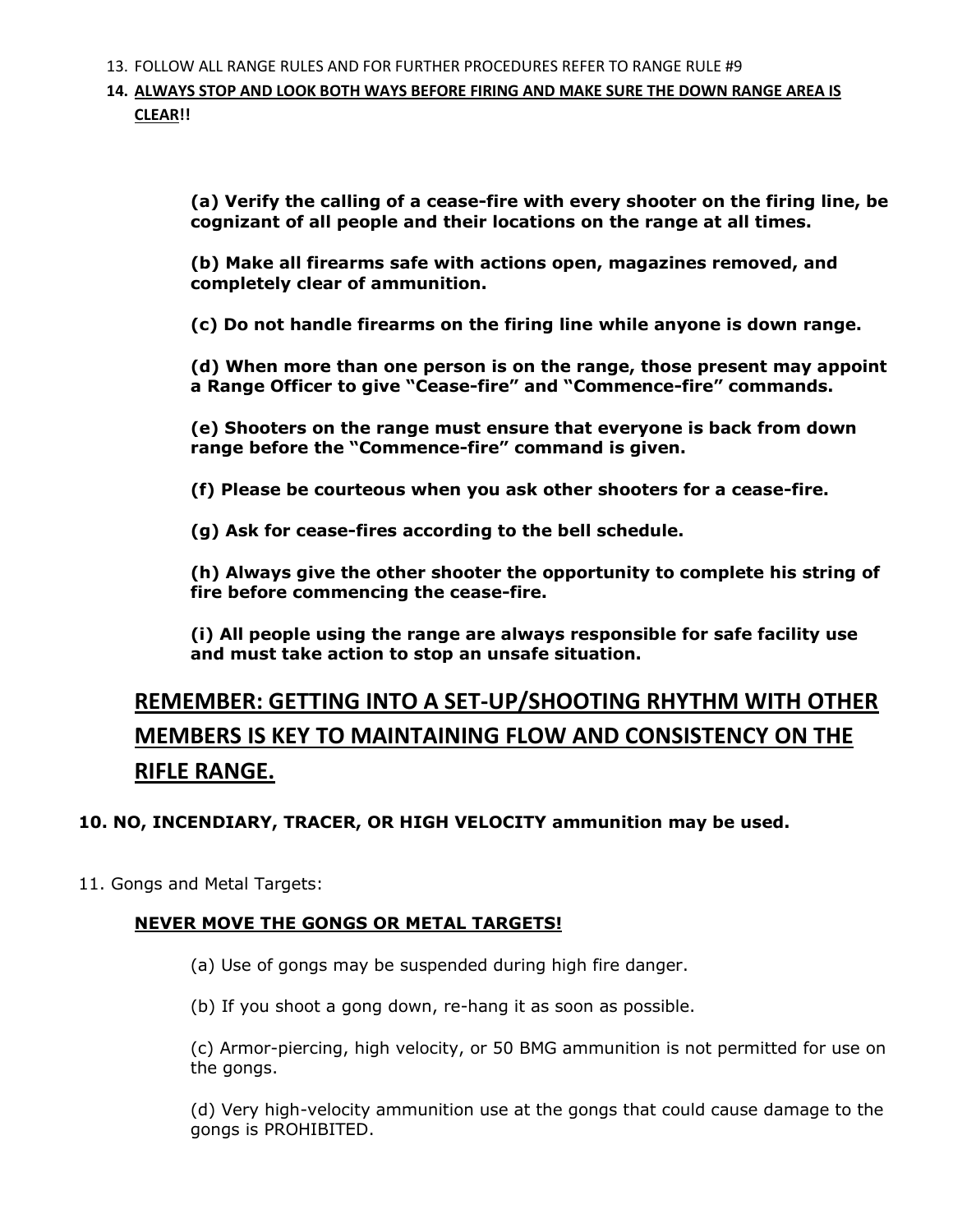13. FOLLOW ALL RANGE RULES AND FOR FURTHER PROCEDURES REFER TO RANGE RULE #9
14. **<u>ALWAYS STOP AND LOOK BOTH WAYS BEFORE FIRING AND MAKE SURE THE DOWN RANGE AREA IS CLEAR</u>!!**

> **(a) Verify the calling of a cease-fire with every shooter on the firing line, be cognizant of all people and their locations on the range at all times.**
>
> **(b) Make all firearms safe with actions open, magazines removed, and completely clear of ammunition.**
>
> **(c) Do not handle firearms on the firing line while anyone is down range.**
>
> **(d) When more than one person is on the range, those present may appoint a Range Officer to give "Cease-fire" and "Commence-fire" commands.**
>
> **(e) Shooters on the range must ensure that everyone is back from down range before the "Commence-fire" command is given.**
>
> **(f) Please be courteous when you ask other shooters for a cease-fire.**
>
> **(g) Ask for cease-fires according to the bell schedule.**
>
> **(h) Always give the other shooter the opportunity to complete his string of fire before commencing the cease-fire.**
>
> **(i) All people using the range are always responsible for safe facility use and must take action to stop an unsafe situation.**

## <u>REMEMBER: GETTING INTO A SET-UP/SHOOTING RHYTHM WITH OTHER MEMBERS IS KEY TO MAINTAINING FLOW AND CONSISTENCY ON THE RIFLE RANGE.</u>

**10. NO, INCENDIARY, TRACER, OR HIGH VELOCITY ammunition may be used.**

11. Gongs and Metal Targets:

**<u>NEVER MOVE THE GONGS OR METAL TARGETS!</u>**

> (a) Use of gongs may be suspended during high fire danger.
>
> (b) If you shoot a gong down, re-hang it as soon as possible.
>
> (c) Armor-piercing, high velocity, or 50 BMG ammunition is not permitted for use on the gongs.
>
> (d) Very high-velocity ammunition use at the gongs that could cause damage to the gongs is PROHIBITED.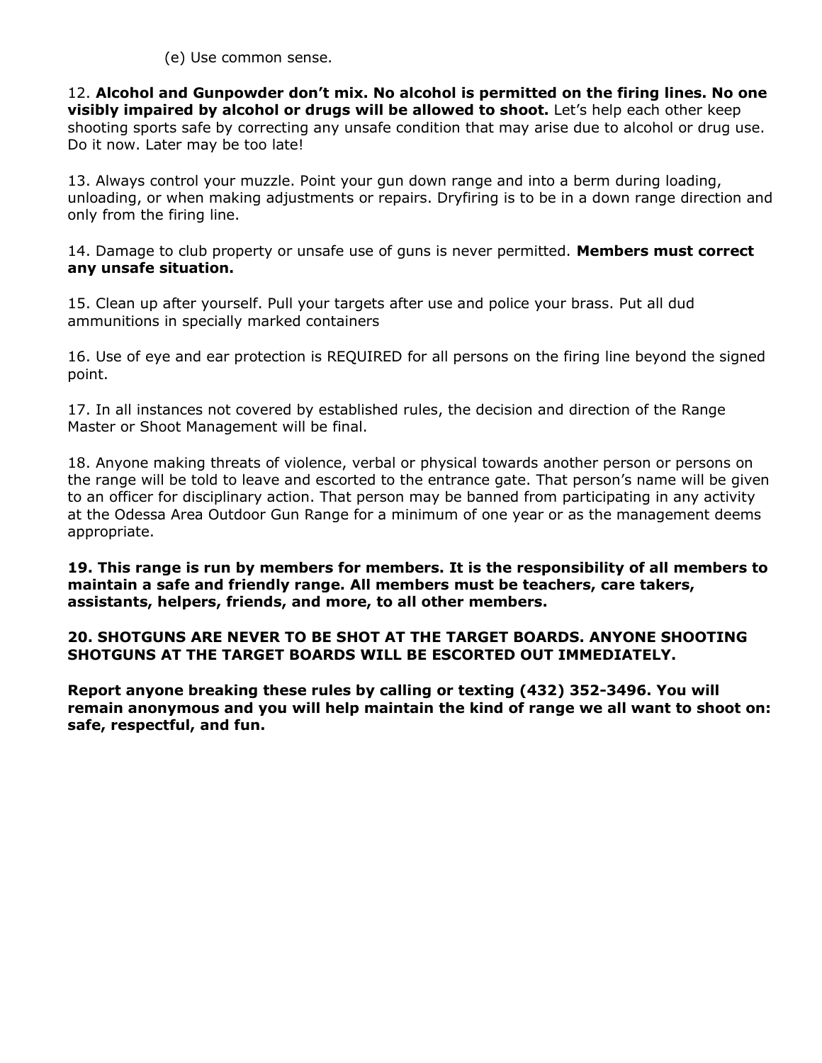(e) Use common sense.

12. **Alcohol and Gunpowder don't mix. No alcohol is permitted on the firing lines. No one visibly impaired by alcohol or drugs will be allowed to shoot.** Let's help each other keep shooting sports safe by correcting any unsafe condition that may arise due to alcohol or drug use. Do it now. Later may be too late!

13. Always control your muzzle. Point your gun down range and into a berm during loading, unloading, or when making adjustments or repairs. Dryfiring is to be in a down range direction and only from the firing line.

14. Damage to club property or unsafe use of guns is never permitted. **Members must correct any unsafe situation.**

15. Clean up after yourself. Pull your targets after use and police your brass. Put all dud ammunitions in specially marked containers

16. Use of eye and ear protection is REQUIRED for all persons on the firing line beyond the signed point.

17. In all instances not covered by established rules, the decision and direction of the Range Master or Shoot Management will be final.

18. Anyone making threats of violence, verbal or physical towards another person or persons on the range will be told to leave and escorted to the entrance gate. That person's name will be given to an officer for disciplinary action. That person may be banned from participating in any activity at the Odessa Area Outdoor Gun Range for a minimum of one year or as the management deems appropriate.

**19. This range is run by members for members. It is the responsibility of all members to maintain a safe and friendly range. All members must be teachers, care takers, assistants, helpers, friends, and more, to all other members.**

**20. SHOTGUNS ARE NEVER TO BE SHOT AT THE TARGET BOARDS. ANYONE SHOOTING SHOTGUNS AT THE TARGET BOARDS WILL BE ESCORTED OUT IMMEDIATELY.**

**Report anyone breaking these rules by calling or texting (432) 352-3496. You will remain anonymous and you will help maintain the kind of range we all want to shoot on: safe, respectful, and fun.**